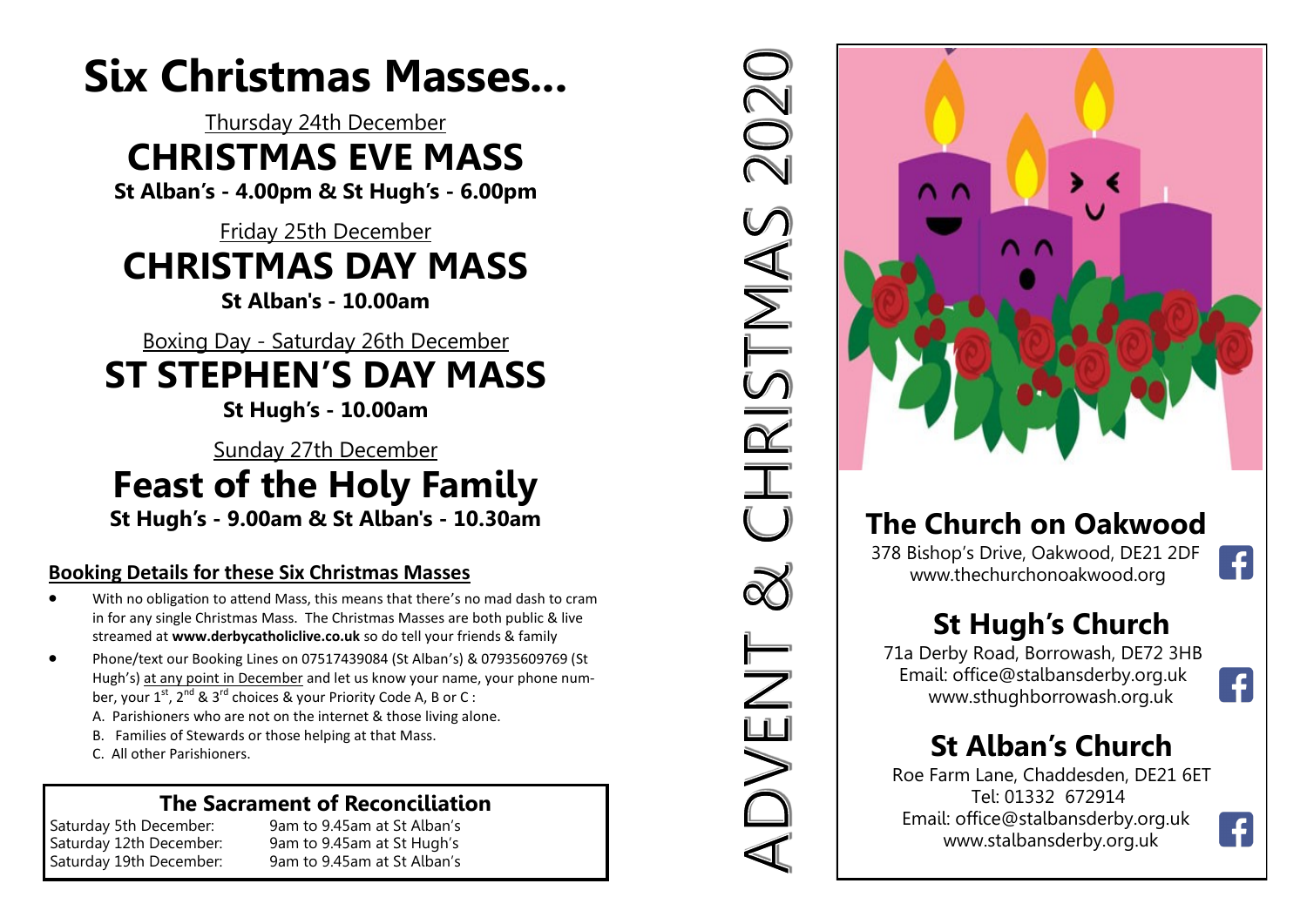# Six Christmas Masses...

Thursday 24th December

## CHRISTMAS EVE MASS

**St Alban's - 4.00pm & St Hugh's - 6.00pm**

Friday 25th December

## CHRISTMAS DAY MASS

**St Alban's - 10.00am**

Boxing Day - Saturday 26th December

## ST STEPHEN'S DAY MASS

**St Hugh's - 10.00am**

Sunday 27th December

## Feast of the Holy Family

**St Hugh's - 9.00am & St Alban's - 10.30am**

### Booking Details for these Six Christmas Masses

- With no obligation to attend Mass, this means that there's no mad dash to cram in for any single Christmas Mass. The Christmas Masses are both public & live streamed at **www.derbycatholiclive.co.uk** so do tell your friends & family
- Phone/text our Booking Lines on 07517439084 (St Alban's) & 07935609769 (St Hugh's) at any point in December and let us know your name, your phone number, your 1st, 2nd & 3rd choices & your Priority Code A, B or C :
  A. Parishioners who are not on the internet & those living alone.
  B. Families of Stewards or those helping at that Mass.
  C. All other Parishioners.

### The Sacrament of Reconciliation

| | |
|---|---|
| Saturday 5th December: | 9am to 9.45am at St Alban's |
| Saturday 12th December: | 9am to 9.45am at St Hugh's |
| Saturday 19th December: | 9am to 9.45am at St Alban's |

ADVENT & CHRISTMAS 2020

## The Church on Oakwood

378 Bishop's Drive, Oakwood, DE21 2DF
www.thechurchonoakwood.org

## St Hugh's Church

71a Derby Road, Borrowash, DE72 3HB
Email: office@stalbansderby.org.uk
www.sthughborrowash.org.uk

## St Alban's Church

Roe Farm Lane, Chaddesden, DE21 6ET
Tel: 01332 672914
Email: office@stalbansderby.org.uk
www.stalbansderby.org.uk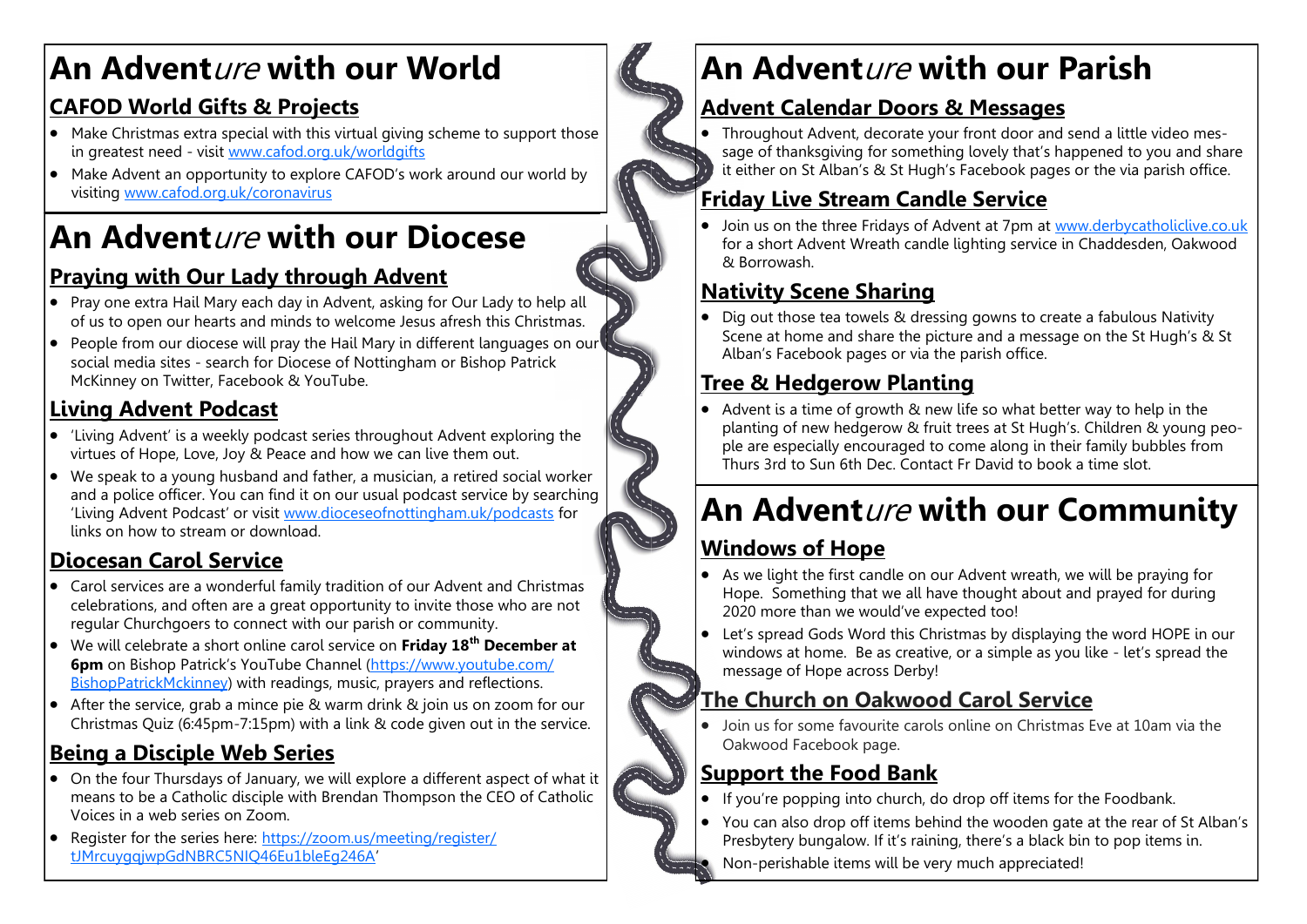# An Advent*ure* with our World

## CAFOD World Gifts & Projects

- Make Christmas extra special with this virtual giving scheme to support those in greatest need - visit www.cafod.org.uk/worldgifts
- Make Advent an opportunity to explore CAFOD's work around our world by visiting www.cafod.org.uk/coronavirus

# An Advent*ure* with our Diocese

## Praying with Our Lady through Advent

- Pray one extra Hail Mary each day in Advent, asking for Our Lady to help all of us to open our hearts and minds to welcome Jesus afresh this Christmas.
- People from our diocese will pray the Hail Mary in different languages on our social media sites - search for Diocese of Nottingham or Bishop Patrick McKinney on Twitter, Facebook & YouTube.

## Living Advent Podcast

- 'Living Advent' is a weekly podcast series throughout Advent exploring the virtues of Hope, Love, Joy & Peace and how we can live them out.
- We speak to a young husband and father, a musician, a retired social worker and a police officer. You can find it on our usual podcast service by searching 'Living Advent Podcast' or visit www.dioceseofnottingham.uk/podcasts for links on how to stream or download.

## Diocesan Carol Service

- Carol services are a wonderful family tradition of our Advent and Christmas celebrations, and often are a great opportunity to invite those who are not regular Churchgoers to connect with our parish or community.
- We will celebrate a short online carol service on **Friday 18th December at 6pm** on Bishop Patrick's YouTube Channel (https://www.youtube.com/BishopPatrickMckinney) with readings, music, prayers and reflections.
- After the service, grab a mince pie & warm drink & join us on zoom for our Christmas Quiz (6:45pm-7:15pm) with a link & code given out in the service.

## Being a Disciple Web Series

- On the four Thursdays of January, we will explore a different aspect of what it means to be a Catholic disciple with Brendan Thompson the CEO of Catholic Voices in a web series on Zoom.
- Register for the series here: https://zoom.us/meeting/register/tJMrcuygqjwpGdNBRC5NIQ46Eu1bleEg246A'

# An Advent*ure* with our Parish

## Advent Calendar Doors & Messages

- Throughout Advent, decorate your front door and send a little video message of thanksgiving for something lovely that's happened to you and share it either on St Alban's & St Hugh's Facebook pages or the via parish office.

## Friday Live Stream Candle Service

- Join us on the three Fridays of Advent at 7pm at www.derbycatholiclive.co.uk for a short Advent Wreath candle lighting service in Chaddesden, Oakwood & Borrowash.

## Nativity Scene Sharing

- Dig out those tea towels & dressing gowns to create a fabulous Nativity Scene at home and share the picture and a message on the St Hugh's & St Alban's Facebook pages or via the parish office.

## Tree & Hedgerow Planting

- Advent is a time of growth & new life so what better way to help in the planting of new hedgerow & fruit trees at St Hugh's. Children & young people are especially encouraged to come along in their family bubbles from Thurs 3rd to Sun 6th Dec. Contact Fr David to book a time slot.

# An Advent*ure* with our Community

## Windows of Hope

- As we light the first candle on our Advent wreath, we will be praying for Hope. Something that we all have thought about and prayed for during 2020 more than we would've expected too!
- Let's spread Gods Word this Christmas by displaying the word HOPE in our windows at home. Be as creative, or a simple as you like - let's spread the message of Hope across Derby!

## The Church on Oakwood Carol Service

- Join us for some favourite carols online on Christmas Eve at 10am via the Oakwood Facebook page.

## Support the Food Bank

- If you're popping into church, do drop off items for the Foodbank.
- You can also drop off items behind the wooden gate at the rear of St Alban's Presbytery bungalow. If it's raining, there's a black bin to pop items in.
- Non-perishable items will be very much appreciated!